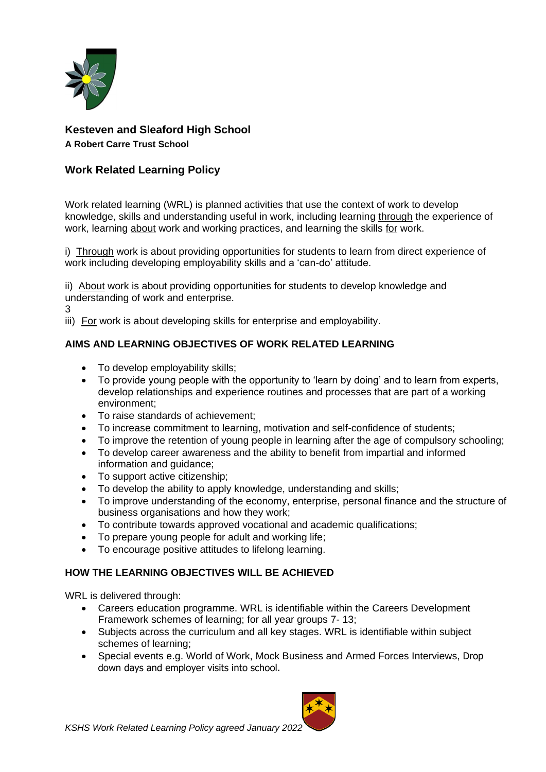**Kesteven and Sleaford High School**
**A Robert Carre Trust School**

## Work Related Learning Policy

Work related learning (WRL) is planned activities that use the context of work to develop knowledge, skills and understanding useful in work, including learning through the experience of work, learning about work and working practices, and learning the skills for work.

i) Through work is about providing opportunities for students to learn from direct experience of work including developing employability skills and a 'can-do' attitude.

ii) About work is about providing opportunities for students to develop knowledge and understanding of work and enterprise.
3
iii) For work is about developing skills for enterprise and employability.

### AIMS AND LEARNING OBJECTIVES OF WORK RELATED LEARNING

- To develop employability skills;
- To provide young people with the opportunity to 'learn by doing' and to learn from experts, develop relationships and experience routines and processes that are part of a working environment;
- To raise standards of achievement;
- To increase commitment to learning, motivation and self-confidence of students;
- To improve the retention of young people in learning after the age of compulsory schooling;
- To develop career awareness and the ability to benefit from impartial and informed information and guidance;
- To support active citizenship;
- To develop the ability to apply knowledge, understanding and skills;
- To improve understanding of the economy, enterprise, personal finance and the structure of business organisations and how they work;
- To contribute towards approved vocational and academic qualifications;
- To prepare young people for adult and working life;
- To encourage positive attitudes to lifelong learning.

### HOW THE LEARNING OBJECTIVES WILL BE ACHIEVED

WRL is delivered through:

- Careers education programme. WRL is identifiable within the Careers Development Framework schemes of learning; for all year groups 7- 13;
- Subjects across the curriculum and all key stages. WRL is identifiable within subject schemes of learning;
- Special events e.g. World of Work, Mock Business and Armed Forces Interviews, Drop down days and employer visits into school.

*KSHS Work Related Learning Policy agreed January 2022*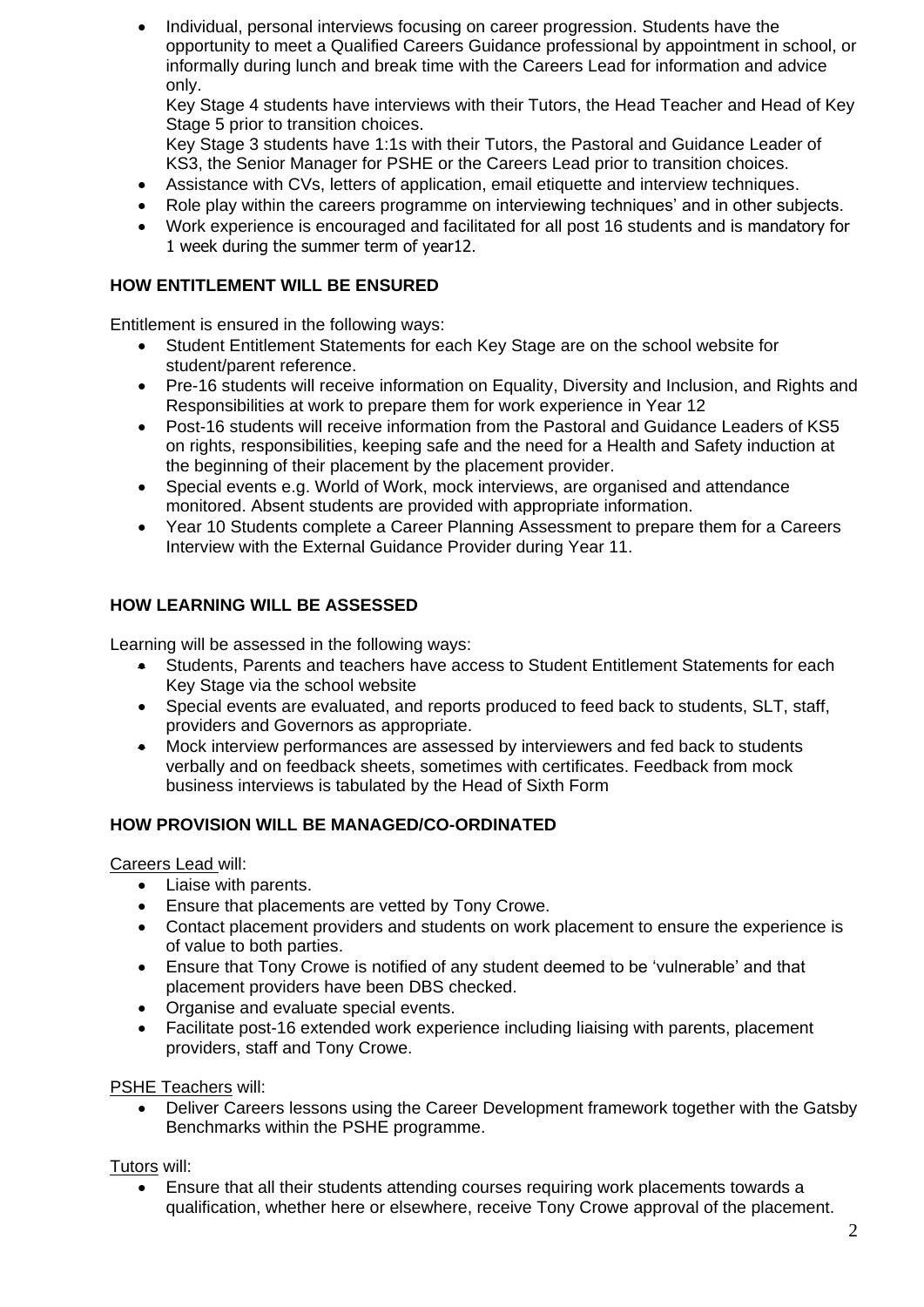- Individual, personal interviews focusing on career progression. Students have the opportunity to meet a Qualified Careers Guidance professional by appointment in school, or informally during lunch and break time with the Careers Lead for information and advice only.
  Key Stage 4 students have interviews with their Tutors, the Head Teacher and Head of Key Stage 5 prior to transition choices.
  Key Stage 3 students have 1:1s with their Tutors, the Pastoral and Guidance Leader of KS3, the Senior Manager for PSHE or the Careers Lead prior to transition choices.
- Assistance with CVs, letters of application, email etiquette and interview techniques.
- Role play within the careers programme on interviewing techniques' and in other subjects.
- Work experience is encouraged and facilitated for all post 16 students and is mandatory for 1 week during the summer term of year12.

**HOW ENTITLEMENT WILL BE ENSURED**

Entitlement is ensured in the following ways:

- Student Entitlement Statements for each Key Stage are on the school website for student/parent reference.
- Pre-16 students will receive information on Equality, Diversity and Inclusion, and Rights and Responsibilities at work to prepare them for work experience in Year 12
- Post-16 students will receive information from the Pastoral and Guidance Leaders of KS5 on rights, responsibilities, keeping safe and the need for a Health and Safety induction at the beginning of their placement by the placement provider.
- Special events e.g. World of Work, mock interviews, are organised and attendance monitored. Absent students are provided with appropriate information.
- Year 10 Students complete a Career Planning Assessment to prepare them for a Careers Interview with the External Guidance Provider during Year 11.

**HOW LEARNING WILL BE ASSESSED**

Learning will be assessed in the following ways:

- Students, Parents and teachers have access to Student Entitlement Statements for each Key Stage via the school website
- Special events are evaluated, and reports produced to feed back to students, SLT, staff, providers and Governors as appropriate.
- Mock interview performances are assessed by interviewers and fed back to students verbally and on feedback sheets, sometimes with certificates. Feedback from mock business interviews is tabulated by the Head of Sixth Form

**HOW PROVISION WILL BE MANAGED/CO-ORDINATED**

Careers Lead will:

- Liaise with parents.
- Ensure that placements are vetted by Tony Crowe.
- Contact placement providers and students on work placement to ensure the experience is of value to both parties.
- Ensure that Tony Crowe is notified of any student deemed to be 'vulnerable' and that placement providers have been DBS checked.
- Organise and evaluate special events.
- Facilitate post-16 extended work experience including liaising with parents, placement providers, staff and Tony Crowe.

PSHE Teachers will:

- Deliver Careers lessons using the Career Development framework together with the Gatsby Benchmarks within the PSHE programme.

Tutors will:

- Ensure that all their students attending courses requiring work placements towards a qualification, whether here or elsewhere, receive Tony Crowe approval of the placement.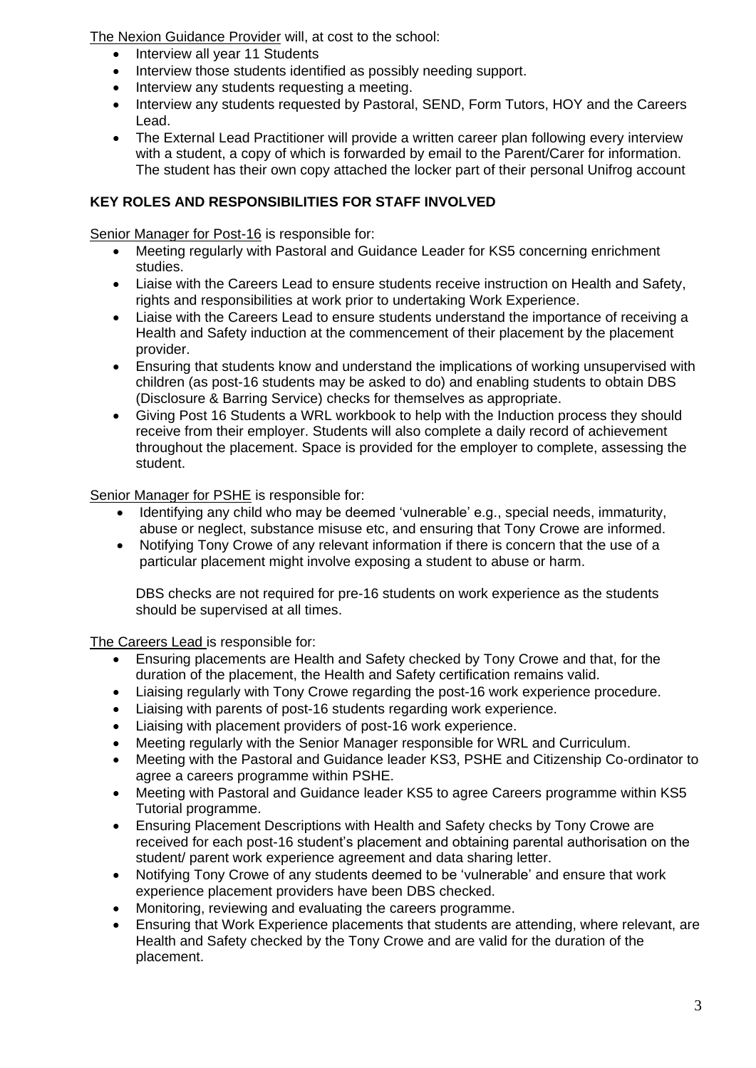The Nexion Guidance Provider will, at cost to the school:

- Interview all year 11 Students
- Interview those students identified as possibly needing support.
- Interview any students requesting a meeting.
- Interview any students requested by Pastoral, SEND, Form Tutors, HOY and the Careers Lead.
- The External Lead Practitioner will provide a written career plan following every interview with a student, a copy of which is forwarded by email to the Parent/Carer for information. The student has their own copy attached the locker part of their personal Unifrog account

**KEY ROLES AND RESPONSIBILITIES FOR STAFF INVOLVED**

Senior Manager for Post-16 is responsible for:

- Meeting regularly with Pastoral and Guidance Leader for KS5 concerning enrichment studies.
- Liaise with the Careers Lead to ensure students receive instruction on Health and Safety, rights and responsibilities at work prior to undertaking Work Experience.
- Liaise with the Careers Lead to ensure students understand the importance of receiving a Health and Safety induction at the commencement of their placement by the placement provider.
- Ensuring that students know and understand the implications of working unsupervised with children (as post-16 students may be asked to do) and enabling students to obtain DBS (Disclosure & Barring Service) checks for themselves as appropriate.
- Giving Post 16 Students a WRL workbook to help with the Induction process they should receive from their employer. Students will also complete a daily record of achievement throughout the placement. Space is provided for the employer to complete, assessing the student.

Senior Manager for PSHE is responsible for:

- Identifying any child who may be deemed 'vulnerable' e.g., special needs, immaturity, abuse or neglect, substance misuse etc, and ensuring that Tony Crowe are informed.
- Notifying Tony Crowe of any relevant information if there is concern that the use of a particular placement might involve exposing a student to abuse or harm.

DBS checks are not required for pre-16 students on work experience as the students should be supervised at all times.

The Careers Lead is responsible for:

- Ensuring placements are Health and Safety checked by Tony Crowe and that, for the duration of the placement, the Health and Safety certification remains valid.
- Liaising regularly with Tony Crowe regarding the post-16 work experience procedure.
- Liaising with parents of post-16 students regarding work experience.
- Liaising with placement providers of post-16 work experience.
- Meeting regularly with the Senior Manager responsible for WRL and Curriculum.
- Meeting with the Pastoral and Guidance leader KS3, PSHE and Citizenship Co-ordinator to agree a careers programme within PSHE.
- Meeting with Pastoral and Guidance leader KS5 to agree Careers programme within KS5 Tutorial programme.
- Ensuring Placement Descriptions with Health and Safety checks by Tony Crowe are received for each post-16 student's placement and obtaining parental authorisation on the student/ parent work experience agreement and data sharing letter.
- Notifying Tony Crowe of any students deemed to be 'vulnerable' and ensure that work experience placement providers have been DBS checked.
- Monitoring, reviewing and evaluating the careers programme.
- Ensuring that Work Experience placements that students are attending, where relevant, are Health and Safety checked by the Tony Crowe and are valid for the duration of the placement.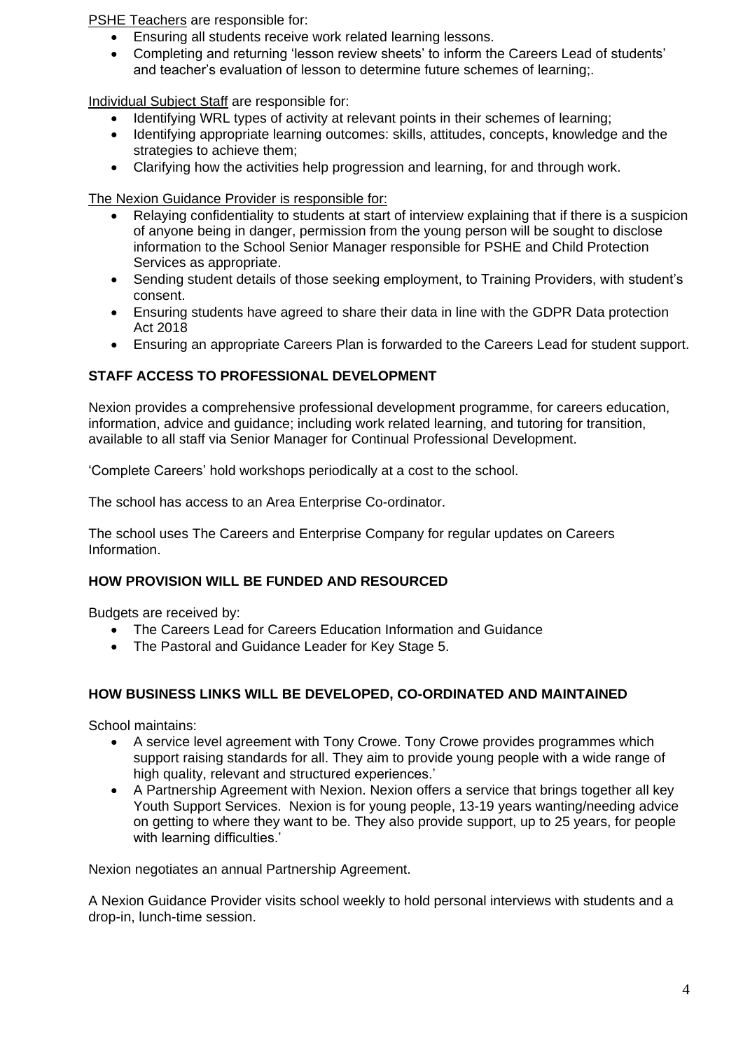PSHE Teachers are responsible for:

- Ensuring all students receive work related learning lessons.
- Completing and returning 'lesson review sheets' to inform the Careers Lead of students' and teacher's evaluation of lesson to determine future schemes of learning;.

Individual Subject Staff are responsible for:

- Identifying WRL types of activity at relevant points in their schemes of learning;
- Identifying appropriate learning outcomes: skills, attitudes, concepts, knowledge and the strategies to achieve them;
- Clarifying how the activities help progression and learning, for and through work.

The Nexion Guidance Provider is responsible for:

- Relaying confidentiality to students at start of interview explaining that if there is a suspicion of anyone being in danger, permission from the young person will be sought to disclose information to the School Senior Manager responsible for PSHE and Child Protection Services as appropriate.
- Sending student details of those seeking employment, to Training Providers, with student's consent.
- Ensuring students have agreed to share their data in line with the GDPR Data protection Act 2018
- Ensuring an appropriate Careers Plan is forwarded to the Careers Lead for student support.

## STAFF ACCESS TO PROFESSIONAL DEVELOPMENT

Nexion provides a comprehensive professional development programme, for careers education, information, advice and guidance; including work related learning, and tutoring for transition, available to all staff via Senior Manager for Continual Professional Development.

'Complete Careers' hold workshops periodically at a cost to the school.

The school has access to an Area Enterprise Co-ordinator.

The school uses The Careers and Enterprise Company for regular updates on Careers Information.

## HOW PROVISION WILL BE FUNDED AND RESOURCED

Budgets are received by:

- The Careers Lead for Careers Education Information and Guidance
- The Pastoral and Guidance Leader for Key Stage 5.

## HOW BUSINESS LINKS WILL BE DEVELOPED, CO-ORDINATED AND MAINTAINED

School maintains:

- A service level agreement with Tony Crowe. Tony Crowe provides programmes which support raising standards for all. They aim to provide young people with a wide range of high quality, relevant and structured experiences.'
- A Partnership Agreement with Nexion. Nexion offers a service that brings together all key Youth Support Services. Nexion is for young people, 13-19 years wanting/needing advice on getting to where they want to be. They also provide support, up to 25 years, for people with learning difficulties.'

Nexion negotiates an annual Partnership Agreement.

A Nexion Guidance Provider visits school weekly to hold personal interviews with students and a drop-in, lunch-time session.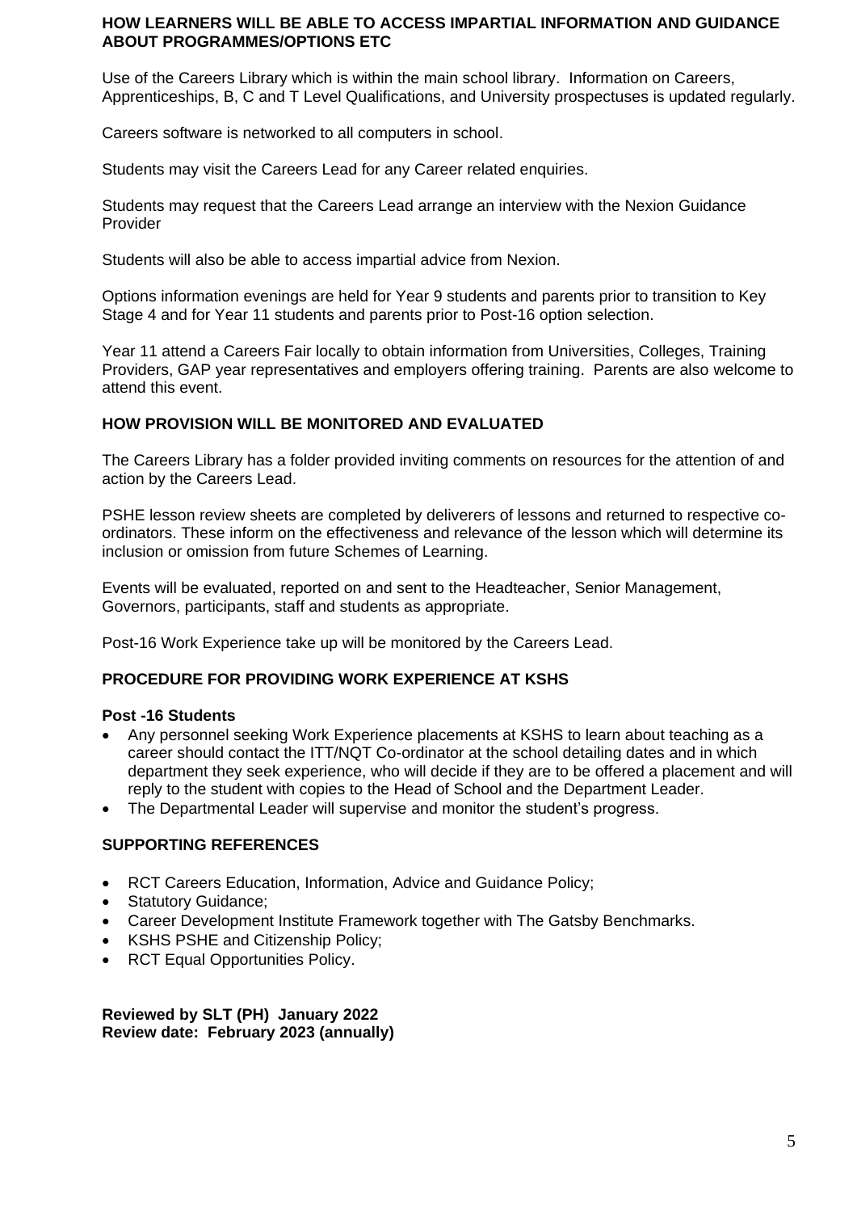## HOW LEARNERS WILL BE ABLE TO ACCESS IMPARTIAL INFORMATION AND GUIDANCE ABOUT PROGRAMMES/OPTIONS ETC

Use of the Careers Library which is within the main school library. Information on Careers, Apprenticeships, B, C and T Level Qualifications, and University prospectuses is updated regularly.

Careers software is networked to all computers in school.

Students may visit the Careers Lead for any Career related enquiries.

Students may request that the Careers Lead arrange an interview with the Nexion Guidance Provider

Students will also be able to access impartial advice from Nexion.

Options information evenings are held for Year 9 students and parents prior to transition to Key Stage 4 and for Year 11 students and parents prior to Post-16 option selection.

Year 11 attend a Careers Fair locally to obtain information from Universities, Colleges, Training Providers, GAP year representatives and employers offering training. Parents are also welcome to attend this event.

## HOW PROVISION WILL BE MONITORED AND EVALUATED

The Careers Library has a folder provided inviting comments on resources for the attention of and action by the Careers Lead.

PSHE lesson review sheets are completed by deliverers of lessons and returned to respective co-ordinators. These inform on the effectiveness and relevance of the lesson which will determine its inclusion or omission from future Schemes of Learning.

Events will be evaluated, reported on and sent to the Headteacher, Senior Management, Governors, participants, staff and students as appropriate.

Post-16 Work Experience take up will be monitored by the Careers Lead.

## PROCEDURE FOR PROVIDING WORK EXPERIENCE AT KSHS

**Post -16 Students**

- Any personnel seeking Work Experience placements at KSHS to learn about teaching as a career should contact the ITT/NQT Co-ordinator at the school detailing dates and in which department they seek experience, who will decide if they are to be offered a placement and will reply to the student with copies to the Head of School and the Department Leader.
- The Departmental Leader will supervise and monitor the student's progress.

## SUPPORTING REFERENCES

- RCT Careers Education, Information, Advice and Guidance Policy;
- Statutory Guidance;
- Career Development Institute Framework together with The Gatsby Benchmarks.
- KSHS PSHE and Citizenship Policy;
- RCT Equal Opportunities Policy.

**Reviewed by SLT (PH) January 2022**
**Review date: February 2023 (annually)**